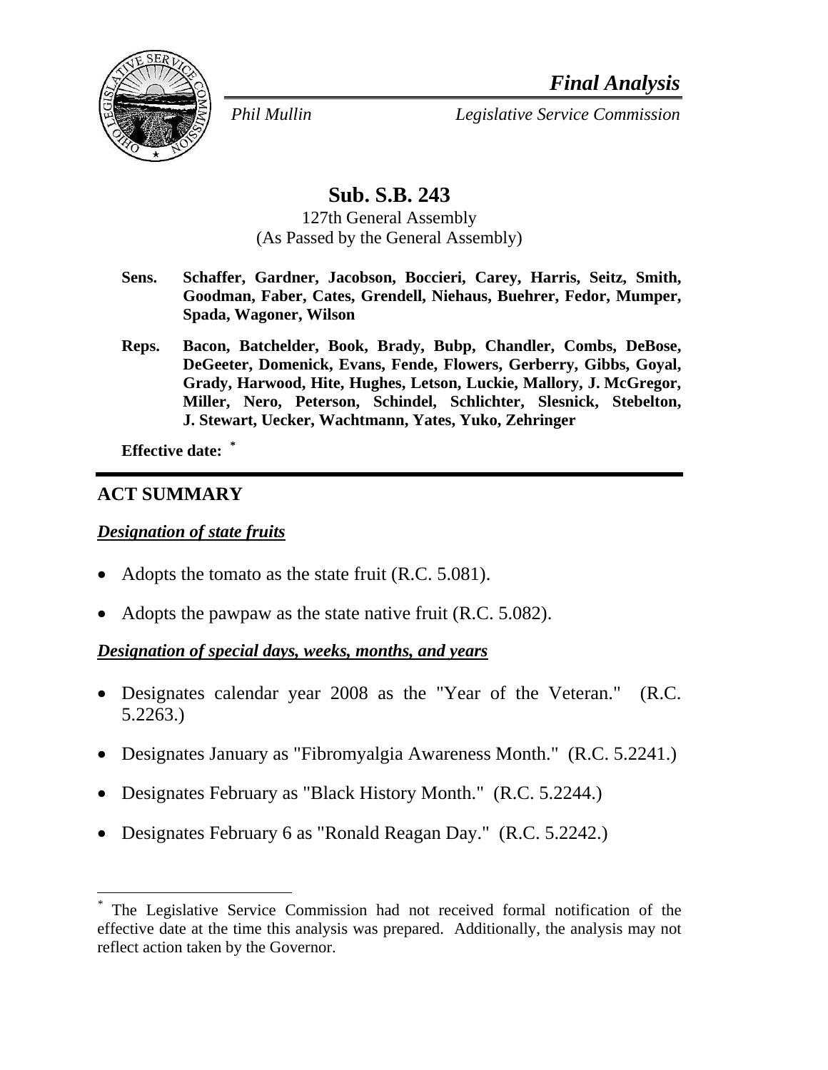*Final Analysis*

*Phil Mullin* *Legislative Service Commission*

# Sub. S.B. 243

127th General Assembly
(As Passed by the General Assembly)

**Sens.** **Schaffer, Gardner, Jacobson, Boccieri, Carey, Harris, Seitz, Smith, Goodman, Faber, Cates, Grendell, Niehaus, Buehrer, Fedor, Mumper, Spada, Wagoner, Wilson**

**Reps.** **Bacon, Batchelder, Book, Brady, Bubp, Chandler, Combs, DeBose, DeGeeter, Domenick, Evans, Fende, Flowers, Gerberry, Gibbs, Goyal, Grady, Harwood, Hite, Hughes, Letson, Luckie, Mallory, J. McGregor, Miller, Nero, Peterson, Schindel, Schlichter, Slesnick, Stebelton, J. Stewart, Uecker, Wachtmann, Yates, Yuko, Zehringer**

**Effective date:** [*]

## ACT SUMMARY

***Designation of state fruits***

- Adopts the tomato as the state fruit (R.C. 5.081).
- Adopts the pawpaw as the state native fruit (R.C. 5.082).

***Designation of special days, weeks, months, and years***

- Designates calendar year 2008 as the "Year of the Veteran." (R.C. 5.2263.)
- Designates January as "Fibromyalgia Awareness Month." (R.C. 5.2241.)
- Designates February as "Black History Month." (R.C. 5.2244.)
- Designates February 6 as "Ronald Reagan Day." (R.C. 5.2242.)

---

[*] The Legislative Service Commission had not received formal notification of the effective date at the time this analysis was prepared. Additionally, the analysis may not reflect action taken by the Governor.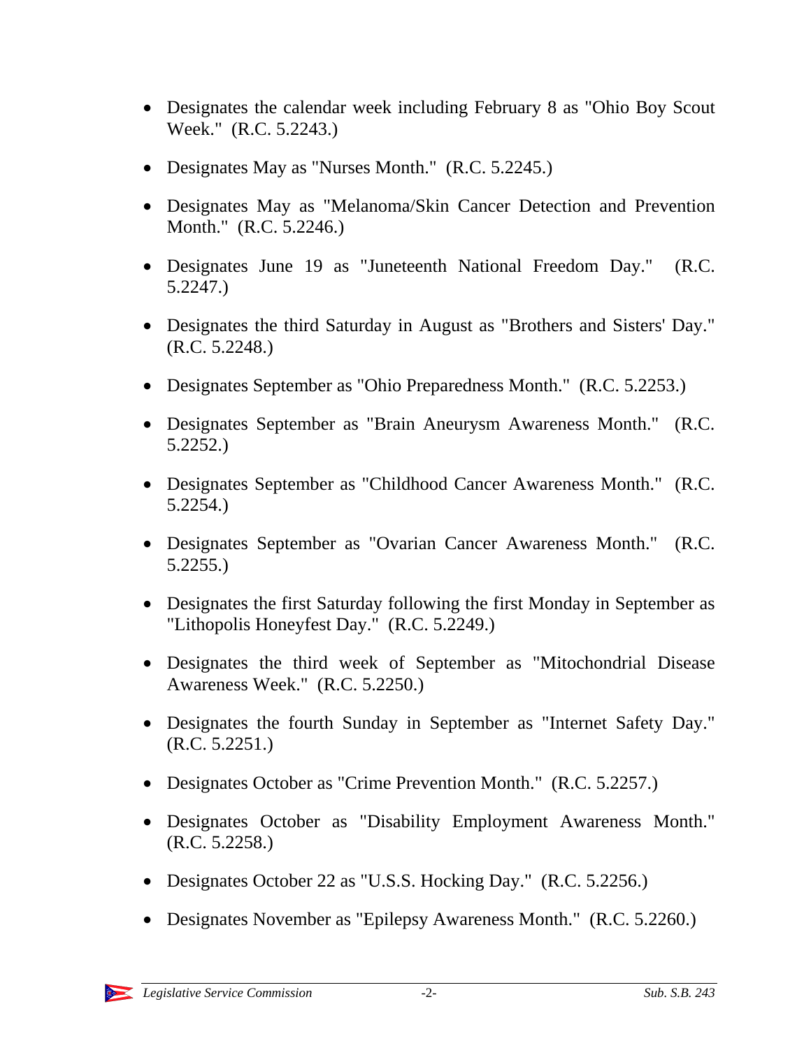- Designates the calendar week including February 8 as "Ohio Boy Scout Week." (R.C. 5.2243.)
- Designates May as "Nurses Month." (R.C. 5.2245.)
- Designates May as "Melanoma/Skin Cancer Detection and Prevention Month." (R.C. 5.2246.)
- Designates June 19 as "Juneteenth National Freedom Day." (R.C. 5.2247.)
- Designates the third Saturday in August as "Brothers and Sisters' Day." (R.C. 5.2248.)
- Designates September as "Ohio Preparedness Month." (R.C. 5.2253.)
- Designates September as "Brain Aneurysm Awareness Month." (R.C. 5.2252.)
- Designates September as "Childhood Cancer Awareness Month." (R.C. 5.2254.)
- Designates September as "Ovarian Cancer Awareness Month." (R.C. 5.2255.)
- Designates the first Saturday following the first Monday in September as "Lithopolis Honeyfest Day." (R.C. 5.2249.)
- Designates the third week of September as "Mitochondrial Disease Awareness Week." (R.C. 5.2250.)
- Designates the fourth Sunday in September as "Internet Safety Day." (R.C. 5.2251.)
- Designates October as "Crime Prevention Month." (R.C. 5.2257.)
- Designates October as "Disability Employment Awareness Month." (R.C. 5.2258.)
- Designates October 22 as "U.S.S. Hocking Day." (R.C. 5.2256.)
- Designates November as "Epilepsy Awareness Month." (R.C. 5.2260.)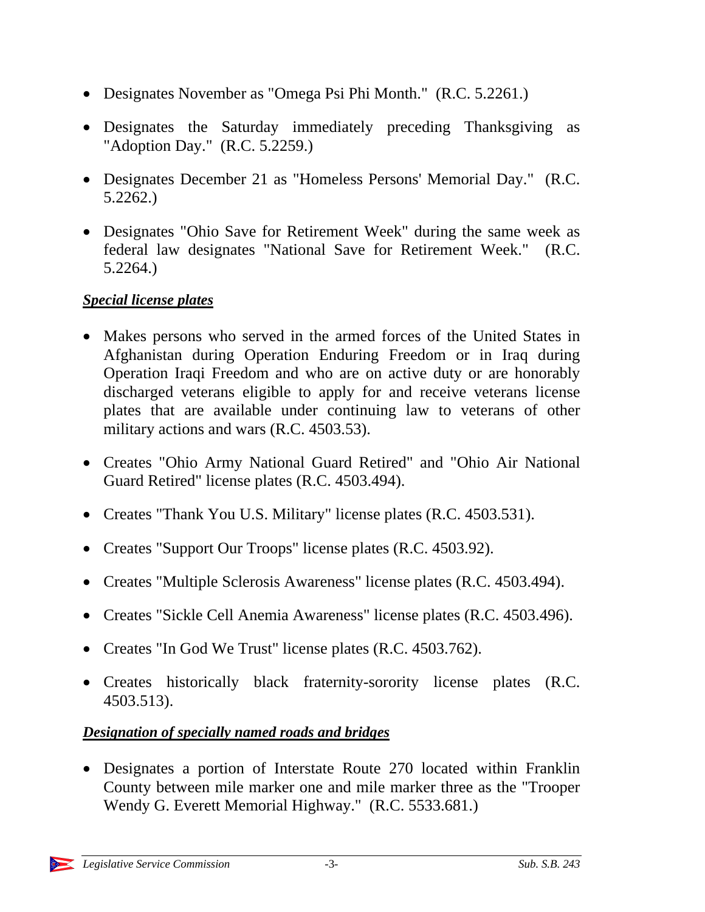- Designates November as "Omega Psi Phi Month." (R.C. 5.2261.)
- Designates the Saturday immediately preceding Thanksgiving as "Adoption Day." (R.C. 5.2259.)
- Designates December 21 as "Homeless Persons' Memorial Day." (R.C. 5.2262.)
- Designates "Ohio Save for Retirement Week" during the same week as federal law designates "National Save for Retirement Week." (R.C. 5.2264.)

***Special license plates***

- Makes persons who served in the armed forces of the United States in Afghanistan during Operation Enduring Freedom or in Iraq during Operation Iraqi Freedom and who are on active duty or are honorably discharged veterans eligible to apply for and receive veterans license plates that are available under continuing law to veterans of other military actions and wars (R.C. 4503.53).
- Creates "Ohio Army National Guard Retired" and "Ohio Air National Guard Retired" license plates (R.C. 4503.494).
- Creates "Thank You U.S. Military" license plates (R.C. 4503.531).
- Creates "Support Our Troops" license plates (R.C. 4503.92).
- Creates "Multiple Sclerosis Awareness" license plates (R.C. 4503.494).
- Creates "Sickle Cell Anemia Awareness" license plates (R.C. 4503.496).
- Creates "In God We Trust" license plates (R.C. 4503.762).
- Creates historically black fraternity-sorority license plates (R.C. 4503.513).

***Designation of specially named roads and bridges***

- Designates a portion of Interstate Route 270 located within Franklin County between mile marker one and mile marker three as the "Trooper Wendy G. Everett Memorial Highway." (R.C. 5533.681.)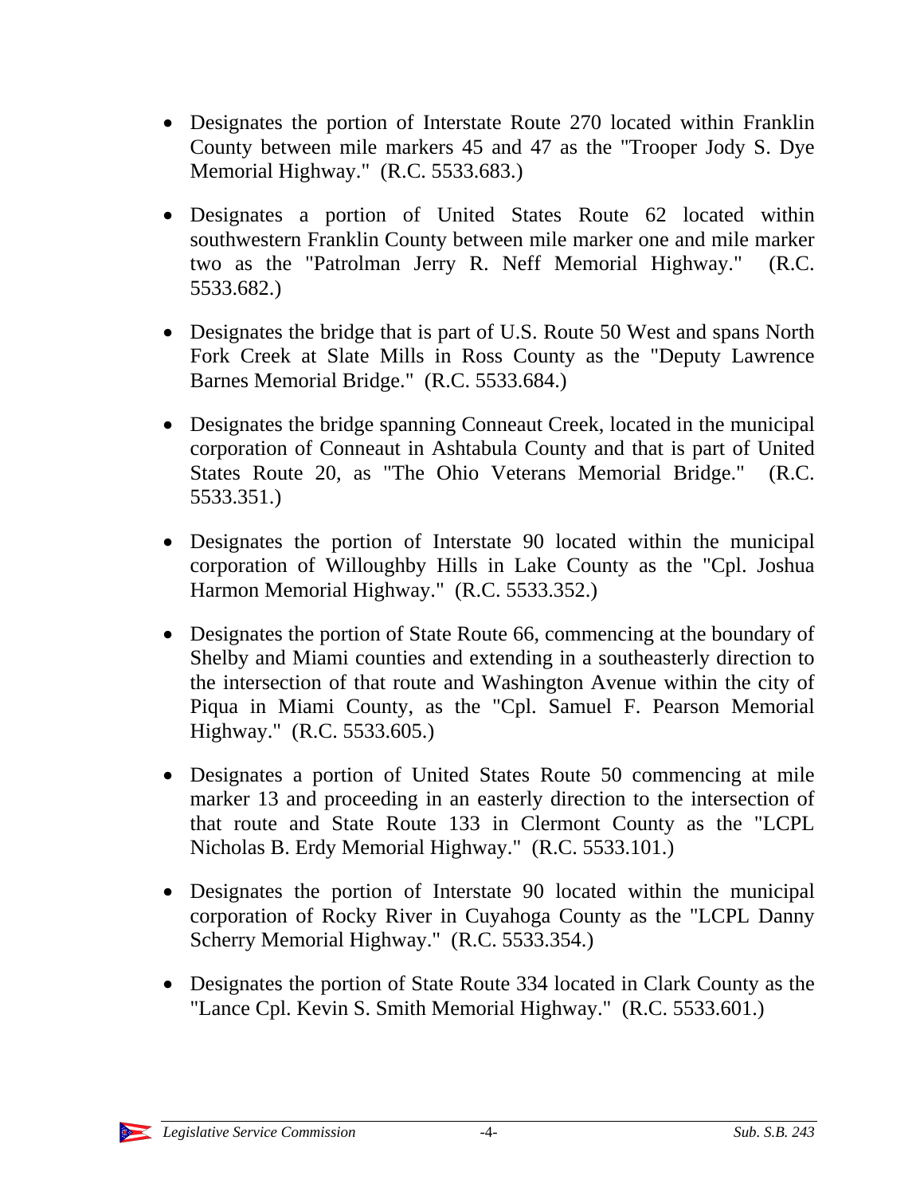- Designates the portion of Interstate Route 270 located within Franklin County between mile markers 45 and 47 as the "Trooper Jody S. Dye Memorial Highway." (R.C. 5533.683.)

- Designates a portion of United States Route 62 located within southwestern Franklin County between mile marker one and mile marker two as the "Patrolman Jerry R. Neff Memorial Highway." (R.C. 5533.682.)

- Designates the bridge that is part of U.S. Route 50 West and spans North Fork Creek at Slate Mills in Ross County as the "Deputy Lawrence Barnes Memorial Bridge." (R.C. 5533.684.)

- Designates the bridge spanning Conneaut Creek, located in the municipal corporation of Conneaut in Ashtabula County and that is part of United States Route 20, as "The Ohio Veterans Memorial Bridge." (R.C. 5533.351.)

- Designates the portion of Interstate 90 located within the municipal corporation of Willoughby Hills in Lake County as the "Cpl. Joshua Harmon Memorial Highway." (R.C. 5533.352.)

- Designates the portion of State Route 66, commencing at the boundary of Shelby and Miami counties and extending in a southeasterly direction to the intersection of that route and Washington Avenue within the city of Piqua in Miami County, as the "Cpl. Samuel F. Pearson Memorial Highway." (R.C. 5533.605.)

- Designates a portion of United States Route 50 commencing at mile marker 13 and proceeding in an easterly direction to the intersection of that route and State Route 133 in Clermont County as the "LCPL Nicholas B. Erdy Memorial Highway." (R.C. 5533.101.)

- Designates the portion of Interstate 90 located within the municipal corporation of Rocky River in Cuyahoga County as the "LCPL Danny Scherry Memorial Highway." (R.C. 5533.354.)

- Designates the portion of State Route 334 located in Clark County as the "Lance Cpl. Kevin S. Smith Memorial Highway." (R.C. 5533.601.)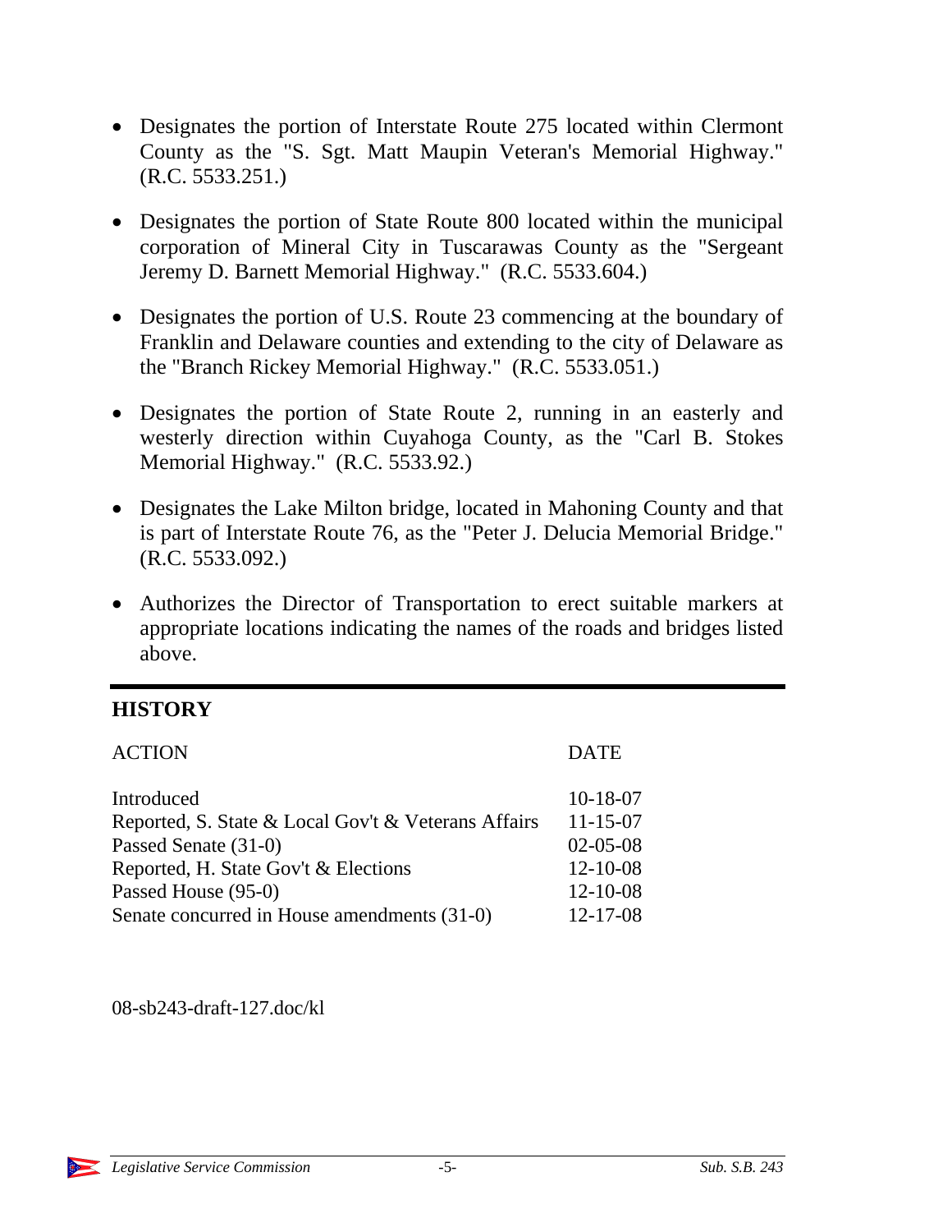- Designates the portion of Interstate Route 275 located within Clermont County as the "S. Sgt. Matt Maupin Veteran's Memorial Highway." (R.C. 5533.251.)

- Designates the portion of State Route 800 located within the municipal corporation of Mineral City in Tuscarawas County as the "Sergeant Jeremy D. Barnett Memorial Highway." (R.C. 5533.604.)

- Designates the portion of U.S. Route 23 commencing at the boundary of Franklin and Delaware counties and extending to the city of Delaware as the "Branch Rickey Memorial Highway." (R.C. 5533.051.)

- Designates the portion of State Route 2, running in an easterly and westerly direction within Cuyahoga County, as the "Carl B. Stokes Memorial Highway." (R.C. 5533.92.)

- Designates the Lake Milton bridge, located in Mahoning County and that is part of Interstate Route 76, as the "Peter J. Delucia Memorial Bridge." (R.C. 5533.092.)

- Authorizes the Director of Transportation to erect suitable markers at appropriate locations indicating the names of the roads and bridges listed above.

## HISTORY

| ACTION | DATE |
|---|---|
| Introduced | 10-18-07 |
| Reported, S. State & Local Gov't & Veterans Affairs | 11-15-07 |
| Passed Senate (31-0) | 02-05-08 |
| Reported, H. State Gov't & Elections | 12-10-08 |
| Passed House (95-0) | 12-10-08 |
| Senate concurred in House amendments (31-0) | 12-17-08 |

08-sb243-draft-127.doc/kl